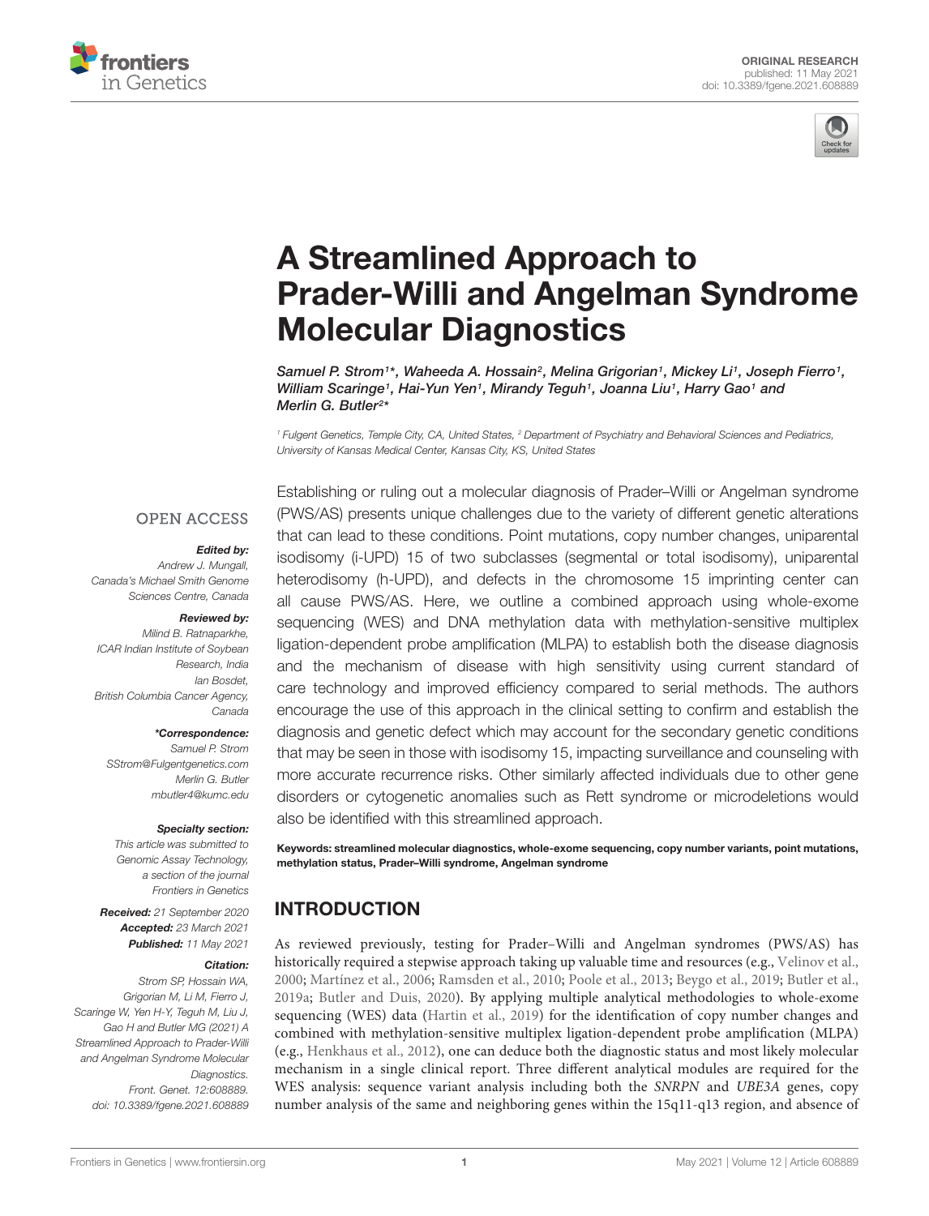ORIGINAL RESEARCH
published: 11 May 2021
doi: 10.3389/fgene.2021.608889

# A Streamlined Approach to Prader-Willi and Angelman Syndrome Molecular Diagnostics

*Samuel P. Strom[1]\*, Waheeda A. Hossain[2], Melina Grigorian[1], Mickey Li[1], Joseph Fierro[1], William Scaringe[1], Hai-Yun Yen[1], Mirandy Teguh[1], Joanna Liu[1], Harry Gao[1] and Merlin G. Butler[2]\**

[1] Fulgent Genetics, Temple City, CA, United States, [2] Department of Psychiatry and Behavioral Sciences and Pediatrics, University of Kansas Medical Center, Kansas City, KS, United States

OPEN ACCESS

***Edited by:***
*Andrew J. Mungall,*
*Canada's Michael Smith Genome Sciences Centre, Canada*

***Reviewed by:***
*Milind B. Ratnaparkhe,*
*ICAR Indian Institute of Soybean Research, India*
*Ian Bosdet,*
*British Columbia Cancer Agency, Canada*

***\*Correspondence:***
*Samuel P. Strom*
*SStrom@Fulgentgenetics.com*
*Merlin G. Butler*
*mbutler4@kumc.edu*

***Specialty section:***
*This article was submitted to Genomic Assay Technology, a section of the journal Frontiers in Genetics*

***Received:*** *21 September 2020*
***Accepted:*** *23 March 2021*
***Published:*** *11 May 2021*

***Citation:***
*Strom SP, Hossain WA, Grigorian M, Li M, Fierro J, Scaringe W, Yen H-Y, Teguh M, Liu J, Gao H and Butler MG (2021) A Streamlined Approach to Prader-Willi and Angelman Syndrome Molecular Diagnostics. Front. Genet. 12:608889. doi: 10.3389/fgene.2021.608889*

Establishing or ruling out a molecular diagnosis of Prader–Willi or Angelman syndrome (PWS/AS) presents unique challenges due to the variety of different genetic alterations that can lead to these conditions. Point mutations, copy number changes, uniparental isodisomy (i-UPD) 15 of two subclasses (segmental or total isodisomy), uniparental heterodisomy (h-UPD), and defects in the chromosome 15 imprinting center can all cause PWS/AS. Here, we outline a combined approach using whole-exome sequencing (WES) and DNA methylation data with methylation-sensitive multiplex ligation-dependent probe amplification (MLPA) to establish both the disease diagnosis and the mechanism of disease with high sensitivity using current standard of care technology and improved efficiency compared to serial methods. The authors encourage the use of this approach in the clinical setting to confirm and establish the diagnosis and genetic defect which may account for the secondary genetic conditions that may be seen in those with isodisomy 15, impacting surveillance and counseling with more accurate recurrence risks. Other similarly affected individuals due to other gene disorders or cytogenetic anomalies such as Rett syndrome or microdeletions would also be identified with this streamlined approach.

**Keywords: streamlined molecular diagnostics, whole-exome sequencing, copy number variants, point mutations, methylation status, Prader–Willi syndrome, Angelman syndrome**

## INTRODUCTION

As reviewed previously, testing for Prader–Willi and Angelman syndromes (PWS/AS) has historically required a stepwise approach taking up valuable time and resources (e.g., Velinov et al., 2000; Martínez et al., 2006; Ramsden et al., 2010; Poole et al., 2013; Beygo et al., 2019; Butler et al., 2019a; Butler and Duis, 2020). By applying multiple analytical methodologies to whole-exome sequencing (WES) data (Hartin et al., 2019) for the identification of copy number changes and combined with methylation-sensitive multiplex ligation-dependent probe amplification (MLPA) (e.g., Henkhaus et al., 2012), one can deduce both the diagnostic status and most likely molecular mechanism in a single clinical report. Three different analytical modules are required for the WES analysis: sequence variant analysis including both the *SNRPN* and *UBE3A* genes, copy number analysis of the same and neighboring genes within the 15q11-q13 region, and absence of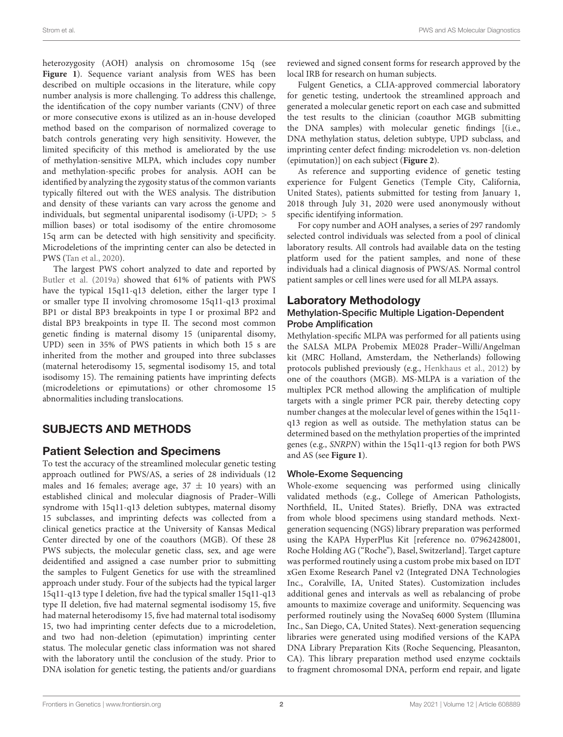heterozygosity (AOH) analysis on chromosome 15q (see **Figure 1**). Sequence variant analysis from WES has been described on multiple occasions in the literature, while copy number analysis is more challenging. To address this challenge, the identification of the copy number variants (CNV) of three or more consecutive exons is utilized as an in-house developed method based on the comparison of normalized coverage to batch controls generating very high sensitivity. However, the limited specificity of this method is ameliorated by the use of methylation-sensitive MLPA, which includes copy number and methylation-specific probes for analysis. AOH can be identified by analyzing the zygosity status of the common variants typically filtered out with the WES analysis. The distribution and density of these variants can vary across the genome and individuals, but segmental uniparental isodisomy (i-UPD; > 5 million bases) or total isodisomy of the entire chromosome 15q arm can be detected with high sensitivity and specificity. Microdeletions of the imprinting center can also be detected in PWS (Tan et al., 2020).

The largest PWS cohort analyzed to date and reported by Butler et al. (2019a) showed that 61% of patients with PWS have the typical 15q11-q13 deletion, either the larger type I or smaller type II involving chromosome 15q11-q13 proximal BP1 or distal BP3 breakpoints in type I or proximal BP2 and distal BP3 breakpoints in type II. The second most common genetic finding is maternal disomy 15 (uniparental disomy, UPD) seen in 35% of PWS patients in which both 15 s are inherited from the mother and grouped into three subclasses (maternal heterodisomy 15, segmental isodisomy 15, and total isodisomy 15). The remaining patients have imprinting defects (microdeletions or epimutations) or other chromosome 15 abnormalities including translocations.

## SUBJECTS AND METHODS

### Patient Selection and Specimens

To test the accuracy of the streamlined molecular genetic testing approach outlined for PWS/AS, a series of 28 individuals (12 males and 16 females; average age, 37 ± 10 years) with an established clinical and molecular diagnosis of Prader–Willi syndrome with 15q11-q13 deletion subtypes, maternal disomy 15 subclasses, and imprinting defects was collected from a clinical genetics practice at the University of Kansas Medical Center directed by one of the coauthors (MGB). Of these 28 PWS subjects, the molecular genetic class, sex, and age were deidentified and assigned a case number prior to submitting the samples to Fulgent Genetics for use with the streamlined approach under study. Four of the subjects had the typical larger 15q11-q13 type I deletion, five had the typical smaller 15q11-q13 type II deletion, five had maternal segmental isodisomy 15, five had maternal heterodisomy 15, five had maternal total isodisomy 15, two had imprinting center defects due to a microdeletion, and two had non-deletion (epimutation) imprinting center status. The molecular genetic class information was not shared with the laboratory until the conclusion of the study. Prior to DNA isolation for genetic testing, the patients and/or guardians reviewed and signed consent forms for research approved by the local IRB for research on human subjects.

Fulgent Genetics, a CLIA-approved commercial laboratory for genetic testing, undertook the streamlined approach and generated a molecular genetic report on each case and submitted the test results to the clinician (coauthor MGB submitting the DNA samples) with molecular genetic findings [(i.e., DNA methylation status, deletion subtype, UPD subclass, and imprinting center defect finding: microdeletion vs. non-deletion (epimutation)] on each subject (**Figure 2**).

As reference and supporting evidence of genetic testing experience for Fulgent Genetics (Temple City, California, United States), patients submitted for testing from January 1, 2018 through July 31, 2020 were used anonymously without specific identifying information.

For copy number and AOH analyses, a series of 297 randomly selected control individuals was selected from a pool of clinical laboratory results. All controls had available data on the testing platform used for the patient samples, and none of these individuals had a clinical diagnosis of PWS/AS. Normal control patient samples or cell lines were used for all MLPA assays.

### Laboratory Methodology

#### Methylation-Specific Multiple Ligation-Dependent Probe Amplification

Methylation-specific MLPA was performed for all patients using the SALSA MLPA Probemix ME028 Prader–Willi/Angelman kit (MRC Holland, Amsterdam, the Netherlands) following protocols published previously (e.g., Henkhaus et al., 2012) by one of the coauthors (MGB). MS-MLPA is a variation of the multiplex PCR method allowing the amplification of multiple targets with a single primer PCR pair, thereby detecting copy number changes at the molecular level of genes within the 15q11-q13 region as well as outside. The methylation status can be determined based on the methylation properties of the imprinted genes (e.g., *SNRPN*) within the 15q11-q13 region for both PWS and AS (see **Figure 1**).

#### Whole-Exome Sequencing

Whole-exome sequencing was performed using clinically validated methods (e.g., College of American Pathologists, Northfield, IL, United States). Briefly, DNA was extracted from whole blood specimens using standard methods. Next-generation sequencing (NGS) library preparation was performed using the KAPA HyperPlus Kit [reference no. 07962428001, Roche Holding AG ("Roche"), Basel, Switzerland]. Target capture was performed routinely using a custom probe mix based on IDT xGen Exome Research Panel v2 (Integrated DNA Technologies Inc., Coralville, IA, United States). Customization includes additional genes and intervals as well as rebalancing of probe amounts to maximize coverage and uniformity. Sequencing was performed routinely using the NovaSeq 6000 System (Illumina Inc., San Diego, CA, United States). Next-generation sequencing libraries were generated using modified versions of the KAPA DNA Library Preparation Kits (Roche Sequencing, Pleasanton, CA). This library preparation method used enzyme cocktails to fragment chromosomal DNA, perform end repair, and ligate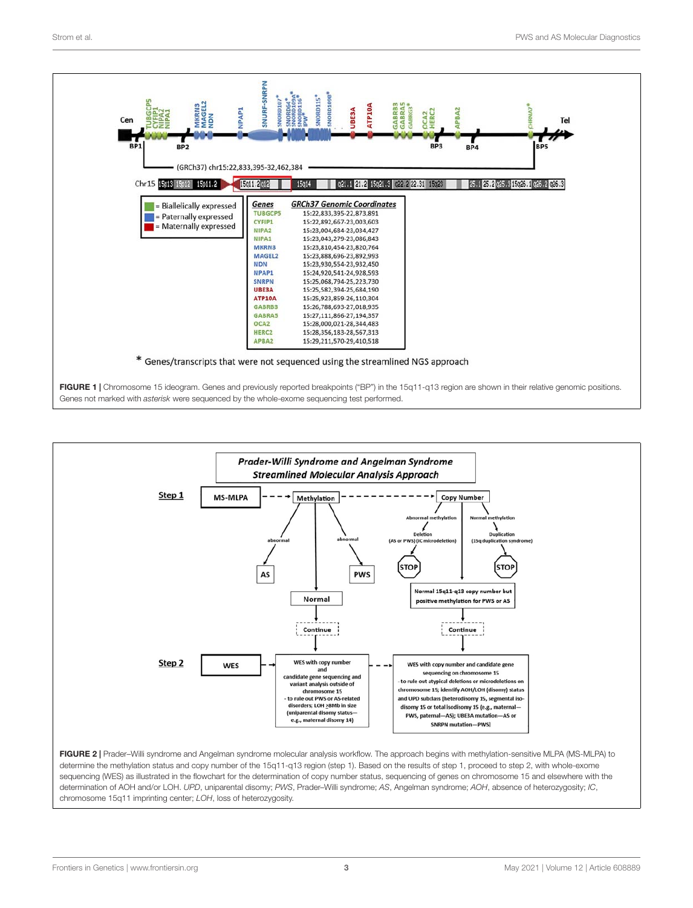**FIGURE 1 |** Chromosome 15 ideogram. Genes and previously reported breakpoints ("BP") in the 15q11-q13 region are shown in their relative genomic positions. Genes not marked with *asterisk* were sequenced by the whole-exome sequencing test performed.

**FIGURE 2 |** Prader–Willi syndrome and Angelman syndrome molecular analysis workflow. The approach begins with methylation-sensitive MLPA (MS-MLPA) to determine the methylation status and copy number of the 15q11-q13 region (step 1). Based on the results of step 1, proceed to step 2, with whole-exome sequencing (WES) as illustrated in the flowchart for the determination of copy number status, sequencing of genes on chromosome 15 and elsewhere with the determination of AOH and/or LOH. *UPD*, uniparental disomy; *PWS*, Prader–Willi syndrome; *AS*, Angelman syndrome; *AOH*, absence of heterozygosity; *IC*, chromosome 15q11 imprinting center; *LOH*, loss of heterozygosity.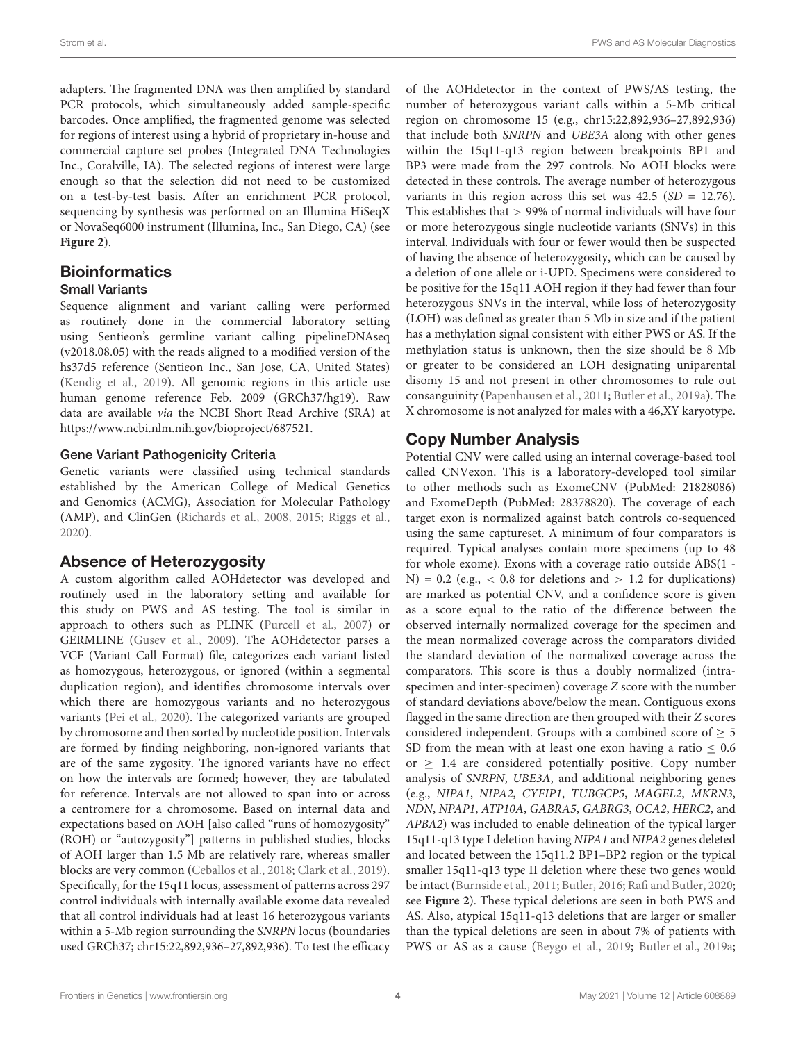adapters. The fragmented DNA was then amplified by standard PCR protocols, which simultaneously added sample-specific barcodes. Once amplified, the fragmented genome was selected for regions of interest using a hybrid of proprietary in-house and commercial capture set probes (Integrated DNA Technologies Inc., Coralville, IA). The selected regions of interest were large enough so that the selection did not need to be customized on a test-by-test basis. After an enrichment PCR protocol, sequencing by synthesis was performed on an Illumina HiSeqX or NovaSeq6000 instrument (Illumina, Inc., San Diego, CA) (see **Figure 2**).

## Bioinformatics

### Small Variants

Sequence alignment and variant calling were performed as routinely done in the commercial laboratory setting using Sentieon's germline variant calling pipelineDNAseq (v2018.08.05) with the reads aligned to a modified version of the hs37d5 reference (Sentieon Inc., San Jose, CA, United States) (Kendig et al., 2019). All genomic regions in this article use human genome reference Feb. 2009 (GRCh37/hg19). Raw data are available *via* the NCBI Short Read Archive (SRA) at https://www.ncbi.nlm.nih.gov/bioproject/687521.

### Gene Variant Pathogenicity Criteria

Genetic variants were classified using technical standards established by the American College of Medical Genetics and Genomics (ACMG), Association for Molecular Pathology (AMP), and ClinGen (Richards et al., 2008, 2015; Riggs et al., 2020).

## Absence of Heterozygosity

A custom algorithm called AOHdetector was developed and routinely used in the laboratory setting and available for this study on PWS and AS testing. The tool is similar in approach to others such as PLINK (Purcell et al., 2007) or GERMLINE (Gusev et al., 2009). The AOHdetector parses a VCF (Variant Call Format) file, categorizes each variant listed as homozygous, heterozygous, or ignored (within a segmental duplication region), and identifies chromosome intervals over which there are homozygous variants and no heterozygous variants (Pei et al., 2020). The categorized variants are grouped by chromosome and then sorted by nucleotide position. Intervals are formed by finding neighboring, non-ignored variants that are of the same zygosity. The ignored variants have no effect on how the intervals are formed; however, they are tabulated for reference. Intervals are not allowed to span into or across a centromere for a chromosome. Based on internal data and expectations based on AOH [also called "runs of homozygosity" (ROH) or "autozygosity"] patterns in published studies, blocks of AOH larger than 1.5 Mb are relatively rare, whereas smaller blocks are very common (Ceballos et al., 2018; Clark et al., 2019). Specifically, for the 15q11 locus, assessment of patterns across 297 control individuals with internally available exome data revealed that all control individuals had at least 16 heterozygous variants within a 5-Mb region surrounding the *SNRPN* locus (boundaries used GRCh37; chr15:22,892,936–27,892,936). To test the efficacy of the AOHdetector in the context of PWS/AS testing, the number of heterozygous variant calls within a 5-Mb critical region on chromosome 15 (e.g., chr15:22,892,936–27,892,936) that include both *SNRPN* and *UBE3A* along with other genes within the 15q11-q13 region between breakpoints BP1 and BP3 were made from the 297 controls. No AOH blocks were detected in these controls. The average number of heterozygous variants in this region across this set was 42.5 (*SD* = 12.76). This establishes that > 99% of normal individuals will have four or more heterozygous single nucleotide variants (SNVs) in this interval. Individuals with four or fewer would then be suspected of having the absence of heterozygosity, which can be caused by a deletion of one allele or i-UPD. Specimens were considered to be positive for the 15q11 AOH region if they had fewer than four heterozygous SNVs in the interval, while loss of heterozygosity (LOH) was defined as greater than 5 Mb in size and if the patient has a methylation signal consistent with either PWS or AS. If the methylation status is unknown, then the size should be 8 Mb or greater to be considered an LOH designating uniparental disomy 15 and not present in other chromosomes to rule out consanguinity (Papenhausen et al., 2011; Butler et al., 2019a). The X chromosome is not analyzed for males with a 46,XY karyotype.

## Copy Number Analysis

Potential CNV were called using an internal coverage-based tool called CNVexon. This is a laboratory-developed tool similar to other methods such as ExomeCNV (PubMed: 21828086) and ExomeDepth (PubMed: 28378820). The coverage of each target exon is normalized against batch controls co-sequenced using the same captureset. A minimum of four comparators is required. Typical analyses contain more specimens (up to 48 for whole exome). Exons with a coverage ratio outside ABS(1 - N) = 0.2 (e.g., < 0.8 for deletions and > 1.2 for duplications) are marked as potential CNV, and a confidence score is given as a score equal to the ratio of the difference between the observed internally normalized coverage for the specimen and the mean normalized coverage across the comparators divided the standard deviation of the normalized coverage across the comparators. This score is thus a doubly normalized (intra-specimen and inter-specimen) coverage *Z* score with the number of standard deviations above/below the mean. Contiguous exons flagged in the same direction are then grouped with their *Z* scores considered independent. Groups with a combined score of ≥ 5 SD from the mean with at least one exon having a ratio ≤ 0.6 or ≥ 1.4 are considered potentially positive. Copy number analysis of *SNRPN*, *UBE3A*, and additional neighboring genes (e.g., *NIPA1*, *NIPA2*, *CYFIP1*, *TUBGCP5*, *MAGEL2*, *MKRN3*, *NDN*, *NPAP1*, *ATP10A*, *GABRA5*, *GABRG3*, *OCA2*, *HERC2*, and *APBA2*) was included to enable delineation of the typical larger 15q11-q13 type I deletion having *NIPA1* and *NIPA2* genes deleted and located between the 15q11.2 BP1–BP2 region or the typical smaller 15q11-q13 type II deletion where these two genes would be intact (Burnside et al., 2011; Butler, 2016; Rafi and Butler, 2020; see **Figure 2**). These typical deletions are seen in both PWS and AS. Also, atypical 15q11-q13 deletions that are larger or smaller than the typical deletions are seen in about 7% of patients with PWS or AS as a cause (Beygo et al., 2019; Butler et al., 2019a;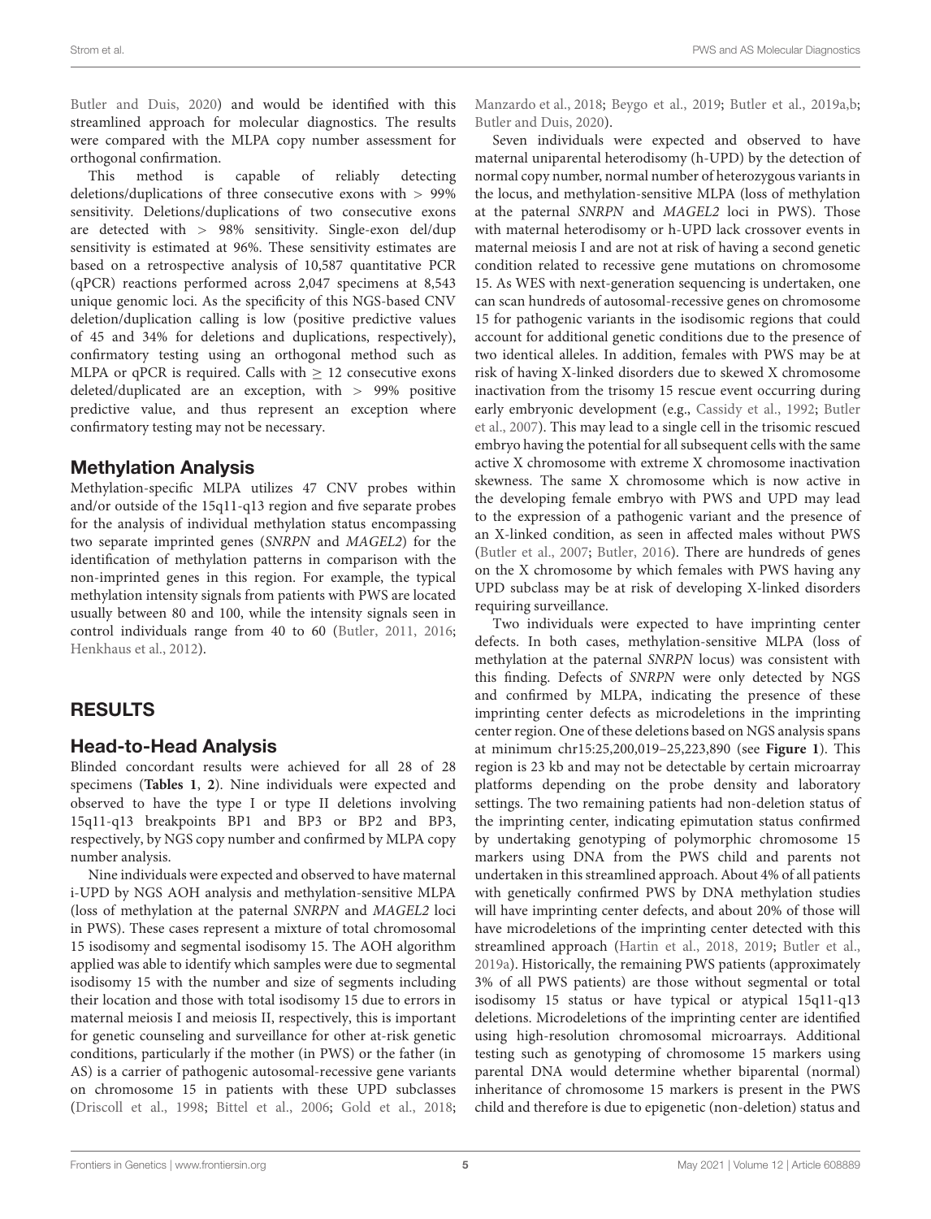Butler and Duis, 2020) and would be identified with this streamlined approach for molecular diagnostics. The results were compared with the MLPA copy number assessment for orthogonal confirmation.

This method is capable of reliably detecting deletions/duplications of three consecutive exons with > 99% sensitivity. Deletions/duplications of two consecutive exons are detected with > 98% sensitivity. Single-exon del/dup sensitivity is estimated at 96%. These sensitivity estimates are based on a retrospective analysis of 10,587 quantitative PCR (qPCR) reactions performed across 2,047 specimens at 8,543 unique genomic loci. As the specificity of this NGS-based CNV deletion/duplication calling is low (positive predictive values of 45 and 34% for deletions and duplications, respectively), confirmatory testing using an orthogonal method such as MLPA or qPCR is required. Calls with ≥ 12 consecutive exons deleted/duplicated are an exception, with > 99% positive predictive value, and thus represent an exception where confirmatory testing may not be necessary.

## Methylation Analysis

Methylation-specific MLPA utilizes 47 CNV probes within and/or outside of the 15q11-q13 region and five separate probes for the analysis of individual methylation status encompassing two separate imprinted genes (*SNRPN* and *MAGEL2*) for the identification of methylation patterns in comparison with the non-imprinted genes in this region. For example, the typical methylation intensity signals from patients with PWS are located usually between 80 and 100, while the intensity signals seen in control individuals range from 40 to 60 (Butler, 2011, 2016; Henkhaus et al., 2012).

# RESULTS

## Head-to-Head Analysis

Blinded concordant results were achieved for all 28 of 28 specimens (**Tables 1**, **2**). Nine individuals were expected and observed to have the type I or type II deletions involving 15q11-q13 breakpoints BP1 and BP3 or BP2 and BP3, respectively, by NGS copy number and confirmed by MLPA copy number analysis.

Nine individuals were expected and observed to have maternal i-UPD by NGS AOH analysis and methylation-sensitive MLPA (loss of methylation at the paternal *SNRPN* and *MAGEL2* loci in PWS). These cases represent a mixture of total chromosomal 15 isodisomy and segmental isodisomy 15. The AOH algorithm applied was able to identify which samples were due to segmental isodisomy 15 with the number and size of segments including their location and those with total isodisomy 15 due to errors in maternal meiosis I and meiosis II, respectively, this is important for genetic counseling and surveillance for other at-risk genetic conditions, particularly if the mother (in PWS) or the father (in AS) is a carrier of pathogenic autosomal-recessive gene variants on chromosome 15 in patients with these UPD subclasses (Driscoll et al., 1998; Bittel et al., 2006; Gold et al., 2018; Manzardo et al., 2018; Beygo et al., 2019; Butler et al., 2019a,b; Butler and Duis, 2020).

Seven individuals were expected and observed to have maternal uniparental heterodisomy (h-UPD) by the detection of normal copy number, normal number of heterozygous variants in the locus, and methylation-sensitive MLPA (loss of methylation at the paternal *SNRPN* and *MAGEL2* loci in PWS). Those with maternal heterodisomy or h-UPD lack crossover events in maternal meiosis I and are not at risk of having a second genetic condition related to recessive gene mutations on chromosome 15. As WES with next-generation sequencing is undertaken, one can scan hundreds of autosomal-recessive genes on chromosome 15 for pathogenic variants in the isodisomic regions that could account for additional genetic conditions due to the presence of two identical alleles. In addition, females with PWS may be at risk of having X-linked disorders due to skewed X chromosome inactivation from the trisomy 15 rescue event occurring during early embryonic development (e.g., Cassidy et al., 1992; Butler et al., 2007). This may lead to a single cell in the trisomic rescued embryo having the potential for all subsequent cells with the same active X chromosome with extreme X chromosome inactivation skewness. The same X chromosome which is now active in the developing female embryo with PWS and UPD may lead to the expression of a pathogenic variant and the presence of an X-linked condition, as seen in affected males without PWS (Butler et al., 2007; Butler, 2016). There are hundreds of genes on the X chromosome by which females with PWS having any UPD subclass may be at risk of developing X-linked disorders requiring surveillance.

Two individuals were expected to have imprinting center defects. In both cases, methylation-sensitive MLPA (loss of methylation at the paternal *SNRPN* locus) was consistent with this finding. Defects of *SNRPN* were only detected by NGS and confirmed by MLPA, indicating the presence of these imprinting center defects as microdeletions in the imprinting center region. One of these deletions based on NGS analysis spans at minimum chr15:25,200,019–25,223,890 (see **Figure 1**). This region is 23 kb and may not be detectable by certain microarray platforms depending on the probe density and laboratory settings. The two remaining patients had non-deletion status of the imprinting center, indicating epimutation status confirmed by undertaking genotyping of polymorphic chromosome 15 markers using DNA from the PWS child and parents not undertaken in this streamlined approach. About 4% of all patients with genetically confirmed PWS by DNA methylation studies will have imprinting center defects, and about 20% of those will have microdeletions of the imprinting center detected with this streamlined approach (Hartin et al., 2018, 2019; Butler et al., 2019a). Historically, the remaining PWS patients (approximately 3% of all PWS patients) are those without segmental or total isodisomy 15 status or have typical or atypical 15q11-q13 deletions. Microdeletions of the imprinting center are identified using high-resolution chromosomal microarrays. Additional testing such as genotyping of chromosome 15 markers using parental DNA would determine whether biparental (normal) inheritance of chromosome 15 markers is present in the PWS child and therefore is due to epigenetic (non-deletion) status and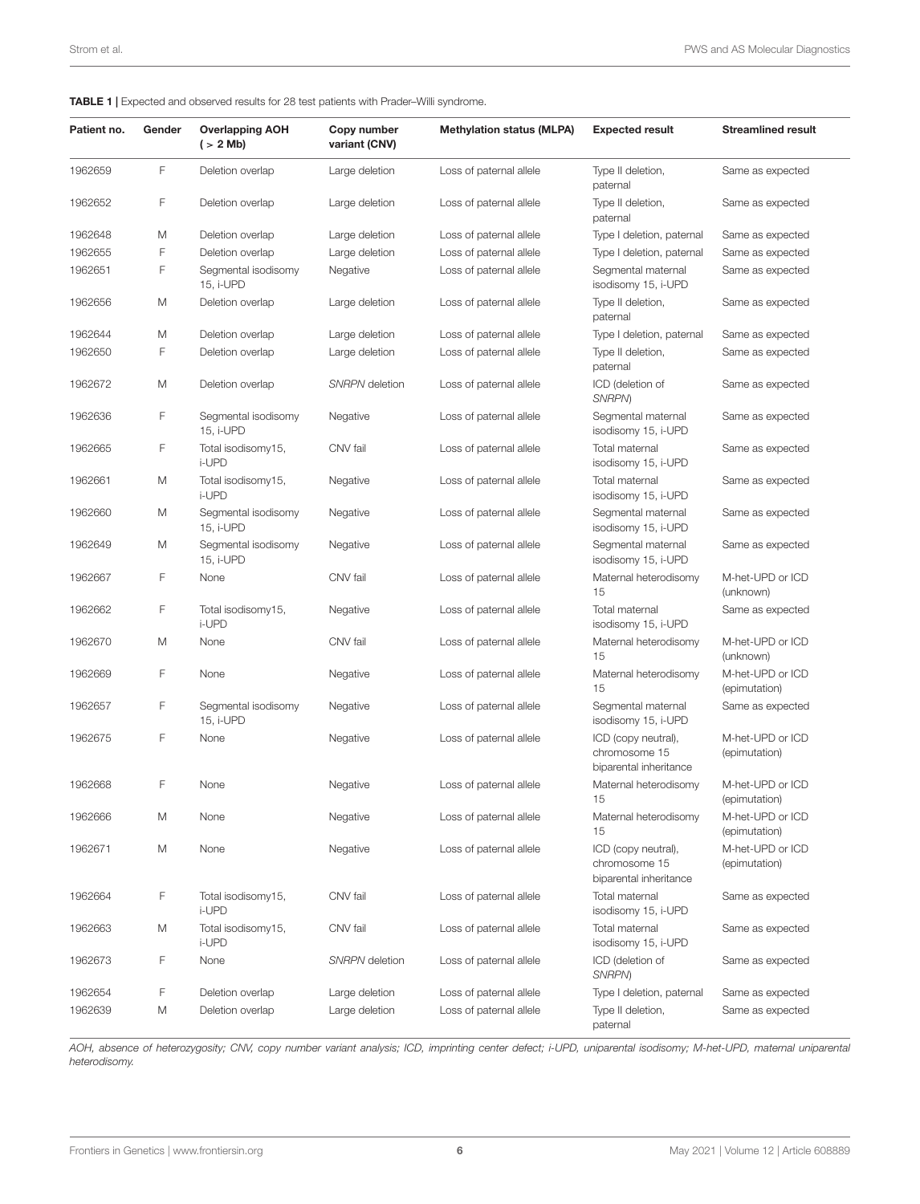**TABLE 1 |** Expected and observed results for 28 test patients with Prader–Willi syndrome.

| Patient no. | Gender | Overlapping AOH ( > 2 Mb) | Copy number variant (CNV) | Methylation status (MLPA) | Expected result | Streamlined result |
|---|---|---|---|---|---|---|
| 1962659 | F | Deletion overlap | Large deletion | Loss of paternal allele | Type II deletion, paternal | Same as expected |
| 1962652 | F | Deletion overlap | Large deletion | Loss of paternal allele | Type II deletion, paternal | Same as expected |
| 1962648 | M | Deletion overlap | Large deletion | Loss of paternal allele | Type I deletion, paternal | Same as expected |
| 1962655 | F | Deletion overlap | Large deletion | Loss of paternal allele | Type I deletion, paternal | Same as expected |
| 1962651 | F | Segmental isodisomy 15, i-UPD | Negative | Loss of paternal allele | Segmental maternal isodisomy 15, i-UPD | Same as expected |
| 1962656 | M | Deletion overlap | Large deletion | Loss of paternal allele | Type II deletion, paternal | Same as expected |
| 1962644 | M | Deletion overlap | Large deletion | Loss of paternal allele | Type I deletion, paternal | Same as expected |
| 1962650 | F | Deletion overlap | Large deletion | Loss of paternal allele | Type II deletion, paternal | Same as expected |
| 1962672 | M | Deletion overlap | *SNRPN* deletion | Loss of paternal allele | ICD (deletion of *SNRPN*) | Same as expected |
| 1962636 | F | Segmental isodisomy 15, i-UPD | Negative | Loss of paternal allele | Segmental maternal isodisomy 15, i-UPD | Same as expected |
| 1962665 | F | Total isodisomy15, i-UPD | CNV fail | Loss of paternal allele | Total maternal isodisomy 15, i-UPD | Same as expected |
| 1962661 | M | Total isodisomy15, i-UPD | Negative | Loss of paternal allele | Total maternal isodisomy 15, i-UPD | Same as expected |
| 1962660 | M | Segmental isodisomy 15, i-UPD | Negative | Loss of paternal allele | Segmental maternal isodisomy 15, i-UPD | Same as expected |
| 1962649 | M | Segmental isodisomy 15, i-UPD | Negative | Loss of paternal allele | Segmental maternal isodisomy 15, i-UPD | Same as expected |
| 1962667 | F | None | CNV fail | Loss of paternal allele | Maternal heterodisomy 15 | M-het-UPD or ICD (unknown) |
| 1962662 | F | Total isodisomy15, i-UPD | Negative | Loss of paternal allele | Total maternal isodisomy 15, i-UPD | Same as expected |
| 1962670 | M | None | CNV fail | Loss of paternal allele | Maternal heterodisomy 15 | M-het-UPD or ICD (unknown) |
| 1962669 | F | None | Negative | Loss of paternal allele | Maternal heterodisomy 15 | M-het-UPD or ICD (epimutation) |
| 1962657 | F | Segmental isodisomy 15, i-UPD | Negative | Loss of paternal allele | Segmental maternal isodisomy 15, i-UPD | Same as expected |
| 1962675 | F | None | Negative | Loss of paternal allele | ICD (copy neutral), chromosome 15 biparental inheritance | M-het-UPD or ICD (epimutation) |
| 1962668 | F | None | Negative | Loss of paternal allele | Maternal heterodisomy 15 | M-het-UPD or ICD (epimutation) |
| 1962666 | M | None | Negative | Loss of paternal allele | Maternal heterodisomy 15 | M-het-UPD or ICD (epimutation) |
| 1962671 | M | None | Negative | Loss of paternal allele | ICD (copy neutral), chromosome 15 biparental inheritance | M-het-UPD or ICD (epimutation) |
| 1962664 | F | Total isodisomy15, i-UPD | CNV fail | Loss of paternal allele | Total maternal isodisomy 15, i-UPD | Same as expected |
| 1962663 | M | Total isodisomy15, i-UPD | CNV fail | Loss of paternal allele | Total maternal isodisomy 15, i-UPD | Same as expected |
| 1962673 | F | None | *SNRPN* deletion | Loss of paternal allele | ICD (deletion of *SNRPN*) | Same as expected |
| 1962654 | F | Deletion overlap | Large deletion | Loss of paternal allele | Type I deletion, paternal | Same as expected |
| 1962639 | M | Deletion overlap | Large deletion | Loss of paternal allele | Type II deletion, paternal | Same as expected |

*AOH, absence of heterozygosity; CNV, copy number variant analysis; ICD, imprinting center defect; i-UPD, uniparental isodisomy; M-het-UPD, maternal uniparental heterodisomy.*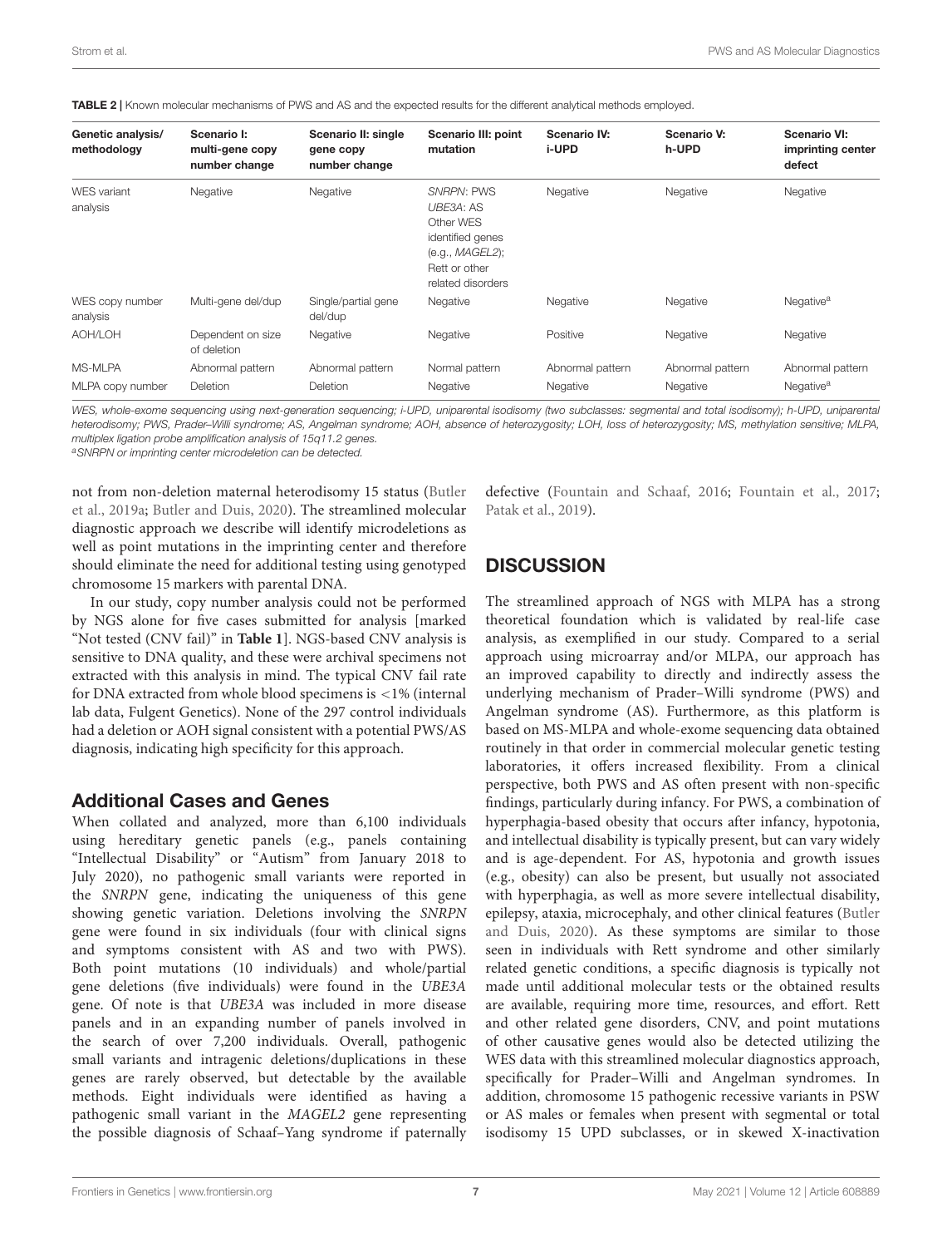**TABLE 2 |** Known molecular mechanisms of PWS and AS and the expected results for the different analytical methods employed.

| Genetic analysis/ methodology | Scenario I: multi-gene copy number change | Scenario II: single gene copy number change | Scenario III: point mutation | Scenario IV: i-UPD | Scenario V: h-UPD | Scenario VI: imprinting center defect |
|---|---|---|---|---|---|---|
| WES variant analysis | Negative | Negative | *SNRPN*: PWS *UBE3A*: AS Other WES identified genes (e.g., *MAGEL2*); Rett or other related disorders | Negative | Negative | Negative |
| WES copy number analysis | Multi-gene del/dup | Single/partial gene del/dup | Negative | Negative | Negative | Negative[a] |
| AOH/LOH | Dependent on size of deletion | Negative | Negative | Positive | Negative | Negative |
| MS-MLPA | Abnormal pattern | Abnormal pattern | Normal pattern | Abnormal pattern | Abnormal pattern | Abnormal pattern |
| MLPA copy number | Deletion | Deletion | Negative | Negative | Negative | Negative[a] |

*WES, whole-exome sequencing using next-generation sequencing; i-UPD, uniparental isodisomy (two subclasses: segmental and total isodisomy); h-UPD, uniparental heterodisomy; PWS, Prader–Willi syndrome; AS, Angelman syndrome; AOH, absence of heterozygosity; LOH, loss of heterozygosity; MS, methylation sensitive; MLPA, multiplex ligation probe amplification analysis of 15q11.2 genes.*

[a]*SNRPN or imprinting center microdeletion can be detected.*

not from non-deletion maternal heterodisomy 15 status (Butler et al., 2019a; Butler and Duis, 2020). The streamlined molecular diagnostic approach we describe will identify microdeletions as well as point mutations in the imprinting center and therefore should eliminate the need for additional testing using genotyped chromosome 15 markers with parental DNA.

In our study, copy number analysis could not be performed by NGS alone for five cases submitted for analysis [marked "Not tested (CNV fail)" in **Table 1**]. NGS-based CNV analysis is sensitive to DNA quality, and these were archival specimens not extracted with this analysis in mind. The typical CNV fail rate for DNA extracted from whole blood specimens is <1% (internal lab data, Fulgent Genetics). None of the 297 control individuals had a deletion or AOH signal consistent with a potential PWS/AS diagnosis, indicating high specificity for this approach.

## Additional Cases and Genes

When collated and analyzed, more than 6,100 individuals using hereditary genetic panels (e.g., panels containing "Intellectual Disability" or "Autism" from January 2018 to July 2020), no pathogenic small variants were reported in the *SNRPN* gene, indicating the uniqueness of this gene showing genetic variation. Deletions involving the *SNRPN* gene were found in six individuals (four with clinical signs and symptoms consistent with AS and two with PWS). Both point mutations (10 individuals) and whole/partial gene deletions (five individuals) were found in the *UBE3A* gene. Of note is that *UBE3A* was included in more disease panels and in an expanding number of panels involved in the search of over 7,200 individuals. Overall, pathogenic small variants and intragenic deletions/duplications in these genes are rarely observed, but detectable by the available methods. Eight individuals were identified as having a pathogenic small variant in the *MAGEL2* gene representing the possible diagnosis of Schaaf–Yang syndrome if paternally defective (Fountain and Schaaf, 2016; Fountain et al., 2017; Patak et al., 2019).

# DISCUSSION

The streamlined approach of NGS with MLPA has a strong theoretical foundation which is validated by real-life case analysis, as exemplified in our study. Compared to a serial approach using microarray and/or MLPA, our approach has an improved capability to directly and indirectly assess the underlying mechanism of Prader–Willi syndrome (PWS) and Angelman syndrome (AS). Furthermore, as this platform is based on MS-MLPA and whole-exome sequencing data obtained routinely in that order in commercial molecular genetic testing laboratories, it offers increased flexibility. From a clinical perspective, both PWS and AS often present with non-specific findings, particularly during infancy. For PWS, a combination of hyperphagia-based obesity that occurs after infancy, hypotonia, and intellectual disability is typically present, but can vary widely and is age-dependent. For AS, hypotonia and growth issues (e.g., obesity) can also be present, but usually not associated with hyperphagia, as well as more severe intellectual disability, epilepsy, ataxia, microcephaly, and other clinical features (Butler and Duis, 2020). As these symptoms are similar to those seen in individuals with Rett syndrome and other similarly related genetic conditions, a specific diagnosis is typically not made until additional molecular tests or the obtained results are available, requiring more time, resources, and effort. Rett and other related gene disorders, CNV, and point mutations of other causative genes would also be detected utilizing the WES data with this streamlined molecular diagnostics approach, specifically for Prader–Willi and Angelman syndromes. In addition, chromosome 15 pathogenic recessive variants in PSW or AS males or females when present with segmental or total isodisomy 15 UPD subclasses, or in skewed X-inactivation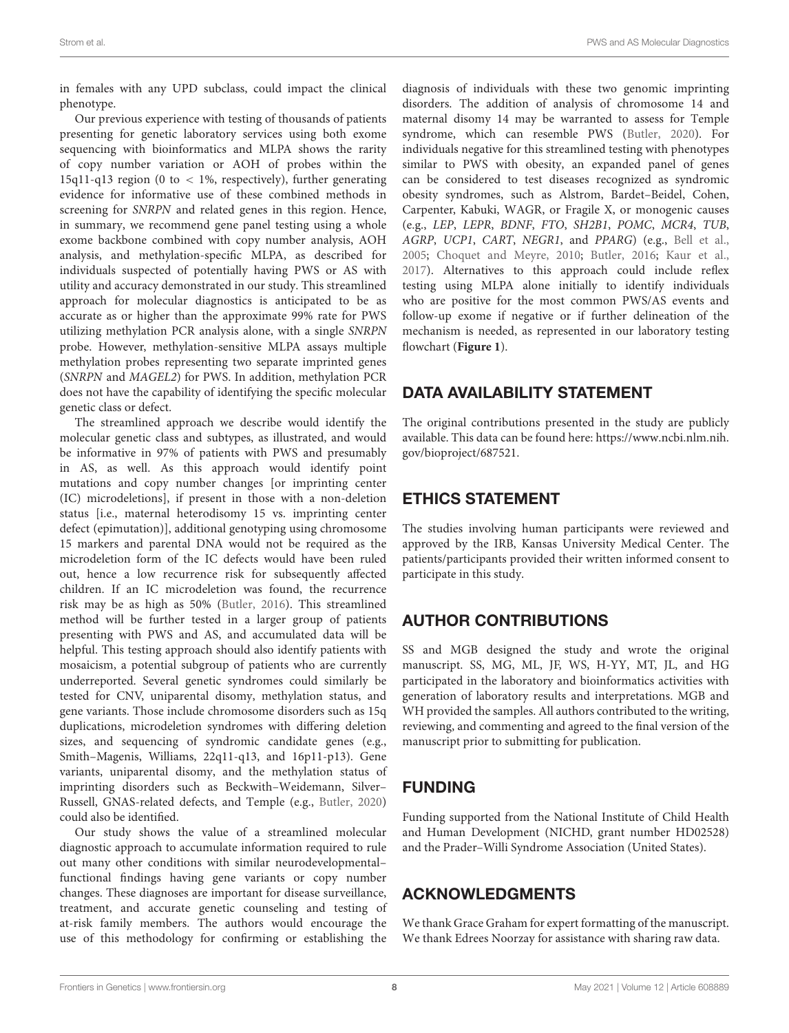in females with any UPD subclass, could impact the clinical phenotype.

Our previous experience with testing of thousands of patients presenting for genetic laboratory services using both exome sequencing with bioinformatics and MLPA shows the rarity of copy number variation or AOH of probes within the 15q11-q13 region (0 to < 1%, respectively), further generating evidence for informative use of these combined methods in screening for *SNRPN* and related genes in this region. Hence, in summary, we recommend gene panel testing using a whole exome backbone combined with copy number analysis, AOH analysis, and methylation-specific MLPA, as described for individuals suspected of potentially having PWS or AS with utility and accuracy demonstrated in our study. This streamlined approach for molecular diagnostics is anticipated to be as accurate as or higher than the approximate 99% rate for PWS utilizing methylation PCR analysis alone, with a single *SNRPN* probe. However, methylation-sensitive MLPA assays multiple methylation probes representing two separate imprinted genes (*SNRPN* and *MAGEL2*) for PWS. In addition, methylation PCR does not have the capability of identifying the specific molecular genetic class or defect.

The streamlined approach we describe would identify the molecular genetic class and subtypes, as illustrated, and would be informative in 97% of patients with PWS and presumably in AS, as well. As this approach would identify point mutations and copy number changes [or imprinting center (IC) microdeletions], if present in those with a non-deletion status [i.e., maternal heterodisomy 15 vs. imprinting center defect (epimutation)], additional genotyping using chromosome 15 markers and parental DNA would not be required as the microdeletion form of the IC defects would have been ruled out, hence a low recurrence risk for subsequently affected children. If an IC microdeletion was found, the recurrence risk may be as high as 50% (Butler, 2016). This streamlined method will be further tested in a larger group of patients presenting with PWS and AS, and accumulated data will be helpful. This testing approach should also identify patients with mosaicism, a potential subgroup of patients who are currently underreported. Several genetic syndromes could similarly be tested for CNV, uniparental disomy, methylation status, and gene variants. Those include chromosome disorders such as 15q duplications, microdeletion syndromes with differing deletion sizes, and sequencing of syndromic candidate genes (e.g., Smith–Magenis, Williams, 22q11-q13, and 16p11-p13). Gene variants, uniparental disomy, and the methylation status of imprinting disorders such as Beckwith–Weidemann, Silver–Russell, GNAS-related defects, and Temple (e.g., Butler, 2020) could also be identified.

Our study shows the value of a streamlined molecular diagnostic approach to accumulate information required to rule out many other conditions with similar neurodevelopmental–functional findings having gene variants or copy number changes. These diagnoses are important for disease surveillance, treatment, and accurate genetic counseling and testing of at-risk family members. The authors would encourage the use of this methodology for confirming or establishing the diagnosis of individuals with these two genomic imprinting disorders. The addition of analysis of chromosome 14 and maternal disomy 14 may be warranted to assess for Temple syndrome, which can resemble PWS (Butler, 2020). For individuals negative for this streamlined testing with phenotypes similar to PWS with obesity, an expanded panel of genes can be considered to test diseases recognized as syndromic obesity syndromes, such as Alstrom, Bardet–Beidel, Cohen, Carpenter, Kabuki, WAGR, or Fragile X, or monogenic causes (e.g., *LEP*, *LEPR*, *BDNF*, *FTO*, *SH2B1*, *POMC*, *MCR4*, *TUB*, *AGRP*, *UCP1*, *CART*, *NEGR1*, and *PPARG*) (e.g., Bell et al., 2005; Choquet and Meyre, 2010; Butler, 2016; Kaur et al., 2017). Alternatives to this approach could include reflex testing using MLPA alone initially to identify individuals who are positive for the most common PWS/AS events and follow-up exome if negative or if further delineation of the mechanism is needed, as represented in our laboratory testing flowchart (**Figure 1**).

## DATA AVAILABILITY STATEMENT

The original contributions presented in the study are publicly available. This data can be found here: https://www.ncbi.nlm.nih.gov/bioproject/687521.

## ETHICS STATEMENT

The studies involving human participants were reviewed and approved by the IRB, Kansas University Medical Center. The patients/participants provided their written informed consent to participate in this study.

## AUTHOR CONTRIBUTIONS

SS and MGB designed the study and wrote the original manuscript. SS, MG, ML, JF, WS, H-YY, MT, JL, and HG participated in the laboratory and bioinformatics activities with generation of laboratory results and interpretations. MGB and WH provided the samples. All authors contributed to the writing, reviewing, and commenting and agreed to the final version of the manuscript prior to submitting for publication.

## FUNDING

Funding supported from the National Institute of Child Health and Human Development (NICHD, grant number HD02528) and the Prader–Willi Syndrome Association (United States).

## ACKNOWLEDGMENTS

We thank Grace Graham for expert formatting of the manuscript. We thank Edrees Noorzay for assistance with sharing raw data.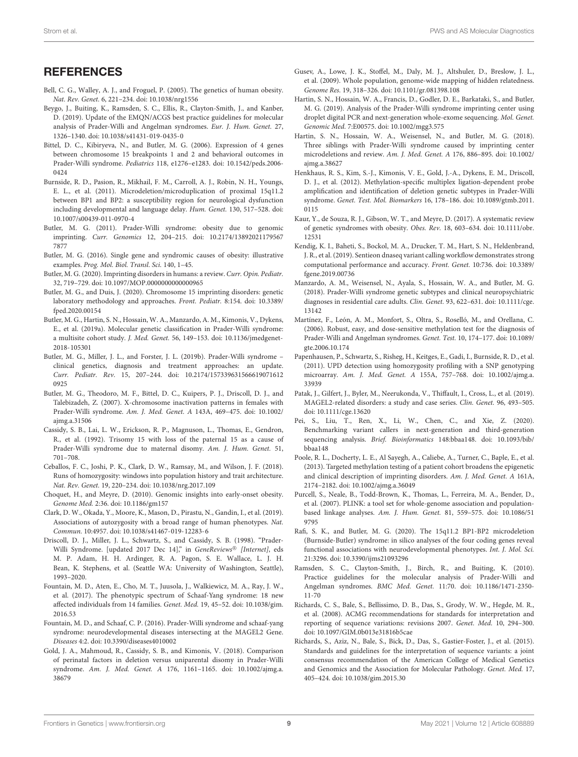## REFERENCES

Bell, C. G., Walley, A. J., and Froguel, P. (2005). The genetics of human obesity. *Nat. Rev. Genet.* 6, 221–234. doi: 10.1038/nrg1556

Beygo, J., Buiting, K., Ramsden, S. C., Ellis, R., Clayton-Smith, J., and Kanber, D. (2019). Update of the EMQN/ACGS best practice guidelines for molecular analysis of Prader-Willi and Angelman syndromes. *Eur. J. Hum. Genet.* 27, 1326–1340. doi: 10.1038/s41431-019-0435-0

Bittel, D. C., Kibiryeva, N., and Butler, M. G. (2006). Expression of 4 genes between chromosome 15 breakpoints 1 and 2 and behavioral outcomes in Prader-Willi syndrome. *Pediatrics* 118, e1276–e1283. doi: 10.1542/peds.2006-0424

Burnside, R. D., Pasion, R., Mikhail, F. M., Carroll, A. J., Robin, N. H., Youngs, E. L., et al. (2011). Microdeletion/microduplication of proximal 15q11.2 between BP1 and BP2: a susceptibility region for neurological dysfunction including developmental and language delay. *Hum. Genet.* 130, 517–528. doi: 10.1007/s00439-011-0970-4

Butler, M. G. (2011). Prader-Willi syndrome: obesity due to genomic imprinting. *Curr. Genomics* 12, 204–215. doi: 10.2174/138920211795677877

Butler, M. G. (2016). Single gene and syndromic causes of obesity: illustrative examples. *Prog. Mol. Biol. Transl. Sci.* 140, 1–45.

Butler, M. G. (2020). Imprinting disorders in humans: a review. *Curr. Opin. Pediatr.* 32, 719–729. doi: 10.1097/MOP.0000000000000965

Butler, M. G., and Duis, J. (2020). Chromosome 15 imprinting disorders: genetic laboratory methodology and approaches. *Front. Pediatr.* 8:154. doi: 10.3389/fped.2020.00154

Butler, M. G., Hartin, S. N., Hossain, W. A., Manzardo, A. M., Kimonis, V., Dykens, E., et al. (2019a). Molecular genetic classification in Prader-Willi syndrome: a multisite cohort study. *J. Med. Genet.* 56, 149–153. doi: 10.1136/jmedgenet-2018-105301

Butler, M. G., Miller, J. L., and Forster, J. L. (2019b). Prader-Willi syndrome – clinical genetics, diagnosis and treatment approaches: an update. *Curr. Pediatr. Rev.* 15, 207–244. doi: 10.2174/1573396315666190716120925

Butler, M. G., Theodoro, M. F., Bittel, D. C., Kuipers, P. J., Driscoll, D. J., and Talebizadeh, Z. (2007). X-chromosome inactivation patterns in females with Prader-Willi syndrome. *Am. J. Med. Genet. A* 143A, 469–475. doi: 10.1002/ajmg.a.31506

Cassidy, S. B., Lai, L. W., Erickson, R. P., Magnuson, L., Thomas, E., Gendron, R., et al. (1992). Trisomy 15 with loss of the paternal 15 as a cause of Prader-Willi syndrome due to maternal disomy. *Am. J. Hum. Genet.* 51, 701–708.

Ceballos, F. C., Joshi, P. K., Clark, D. W., Ramsay, M., and Wilson, J. F. (2018). Runs of homozygosity: windows into population history and trait architecture. *Nat. Rev. Genet.* 19, 220–234. doi: 10.1038/nrg.2017.109

Choquet, H., and Meyre, D. (2010). Genomic insights into early-onset obesity. *Genome Med.* 2:36. doi: 10.1186/gm157

Clark, D. W., Okada, Y., Moore, K., Mason, D., Pirastu, N., Gandin, I., et al. (2019). Associations of autozygosity with a broad range of human phenotypes. *Nat. Commun.* 10:4957. doi: 10.1038/s41467-019-12283-6

Driscoll, D. J., Miller, J. L., Schwartz, S., and Cassidy, S. B. (1998). "Prader-Willi Syndrome. [updated 2017 Dec 14]," in *GeneReviews® [Internet]*, eds M. P. Adam, H. H. Ardinger, R. A. Pagon, S. E. Wallace, L. J. H. Bean, K. Stephens, et al. (Seattle WA: University of Washington, Seattle), 1993–2020.

Fountain, M. D., Aten, E., Cho, M. T., Juusola, J., Walkiewicz, M. A., Ray, J. W., et al. (2017). The phenotypic spectrum of Schaaf-Yang syndrome: 18 new affected individuals from 14 families. *Genet. Med.* 19, 45–52. doi: 10.1038/gim.2016.53

Fountain, M. D., and Schaaf, C. P. (2016). Prader-Willi syndrome and schaaf-yang syndrome: neurodevelopmental diseases intersecting at the MAGEL2 Gene. *Diseases* 4:2. doi: 10.3390/diseases4010002

Gold, J. A., Mahmoud, R., Cassidy, S. B., and Kimonis, V. (2018). Comparison of perinatal factors in deletion versus uniparental disomy in Prader-Willi syndrome. *Am. J. Med. Genet. A* 176, 1161–1165. doi: 10.1002/ajmg.a.38679

Gusev, A., Lowe, J. K., Stoffel, M., Daly, M. J., Altshuler, D., Breslow, J. L., et al. (2009). Whole population, genome-wide mapping of hidden relatedness. *Genome Res.* 19, 318–326. doi: 10.1101/gr.081398.108

Hartin, S. N., Hossain, W. A., Francis, D., Godler, D. E., Barkataki, S., and Butler, M. G. (2019). Analysis of the Prader-Willi syndrome imprinting center using droplet digital PCR and next-generation whole-exome sequencing. *Mol. Genet. Genomic Med.* 7:E00575. doi: 10.1002/mgg3.575

Hartin, S. N., Hossain, W. A., Weisensel, N., and Butler, M. G. (2018). Three siblings with Prader-Willi syndrome caused by imprinting center microdeletions and review. *Am. J. Med. Genet. A* 176, 886–895. doi: 10.1002/ajmg.a.38627

Henkhaus, R. S., Kim, S.-J., Kimonis, V. E., Gold, J.-A., Dykens, E. M., Driscoll, D. J., et al. (2012). Methylation-specific multiplex ligation-dependent probe amplification and identification of deletion genetic subtypes in Prader-Willi syndrome. *Genet. Test. Mol. Biomarkers* 16, 178–186. doi: 10.1089/gtmb.2011.0115

Kaur, Y., de Souza, R. J., Gibson, W. T., and Meyre, D. (2017). A systematic review of genetic syndromes with obesity. *Obes. Rev.* 18, 603–634. doi: 10.1111/obr.12531

Kendig, K. I., Baheti, S., Bockol, M. A., Drucker, T. M., Hart, S. N., Heldenbrand, J. R., et al. (2019). Sentieon dnaseq variant calling workflow demonstrates strong computational performance and accuracy. *Front. Genet.* 10:736. doi: 10.3389/fgene.2019.00736

Manzardo, A. M., Weisensel, N., Ayala, S., Hossain, W. A., and Butler, M. G. (2018). Prader-Willi syndrome genetic subtypes and clinical neuropsychiatric diagnoses in residential care adults. *Clin. Genet.* 93, 622–631. doi: 10.1111/cge.13142

Martínez, F., León, A. M., Monfort, S., Oltra, S., Roselló, M., and Orellana, C. (2006). Robust, easy, and dose-sensitive methylation test for the diagnosis of Prader-Willi and Angelman syndromes. *Genet. Test.* 10, 174–177. doi: 10.1089/gte.2006.10.174

Papenhausen, P., Schwartz, S., Risheg, H., Keitges, E., Gadi, I., Burnside, R. D., et al. (2011). UPD detection using homozygosity profiling with a SNP genotyping microarray. *Am. J. Med. Genet. A* 155A, 757–768. doi: 10.1002/ajmg.a.33939

Patak, J., Gilfert, J., Byler, M., Neerukonda, V., Thiffault, I., Cross, L., et al. (2019). MAGEL2-related disorders: a study and case series. *Clin. Genet.* 96, 493–505. doi: 10.1111/cge.13620

Pei, S., Liu, T., Ren, X., Li, W., Chen, C., and Xie, Z. (2020). Benchmarking variant callers in next-generation and third-generation sequencing analysis. *Brief. Bioinformatics* 148:bbaa148. doi: 10.1093/bib/bbaa148

Poole, R. L., Docherty, L. E., Al Sayegh, A., Caliebe, A., Turner, C., Baple, E., et al. (2013). Targeted methylation testing of a patient cohort broadens the epigenetic and clinical description of imprinting disorders. *Am. J. Med. Genet. A* 161A, 2174–2182. doi: 10.1002/ajmg.a.36049

Purcell, S., Neale, B., Todd-Brown, K., Thomas, L., Ferreira, M. A., Bender, D., et al. (2007). PLINK: a tool set for whole-genome association and population-based linkage analyses. *Am. J. Hum. Genet.* 81, 559–575. doi: 10.1086/519795

Rafi, S. K., and Butler, M. G. (2020). The 15q11.2 BP1-BP2 microdeletion (Burnside-Butler) syndrome: in silico analyses of the four coding genes reveal functional associations with neurodevelopmental phenotypes. *Int. J. Mol. Sci.* 21:3296. doi: 10.3390/ijms21093296

Ramsden, S. C., Clayton-Smith, J., Birch, R., and Buiting, K. (2010). Practice guidelines for the molecular analysis of Prader-Willi and Angelman syndromes. *BMC Med. Genet.* 11:70. doi: 10.1186/1471-2350-11-70

Richards, C. S., Bale, S., Bellissimo, D. B., Das, S., Grody, W. W., Hegde, M. R., et al. (2008). ACMG recommendations for standards for interpretation and reporting of sequence variations: revisions 2007. *Genet. Med.* 10, 294–300. doi: 10.1097/GIM.0b013e31816b5cae

Richards, S., Aziz, N., Bale, S., Bick, D., Das, S., Gastier-Foster, J., et al. (2015). Standards and guidelines for the interpretation of sequence variants: a joint consensus recommendation of the American College of Medical Genetics and Genomics and the Association for Molecular Pathology. *Genet. Med.* 17, 405–424. doi: 10.1038/gim.2015.30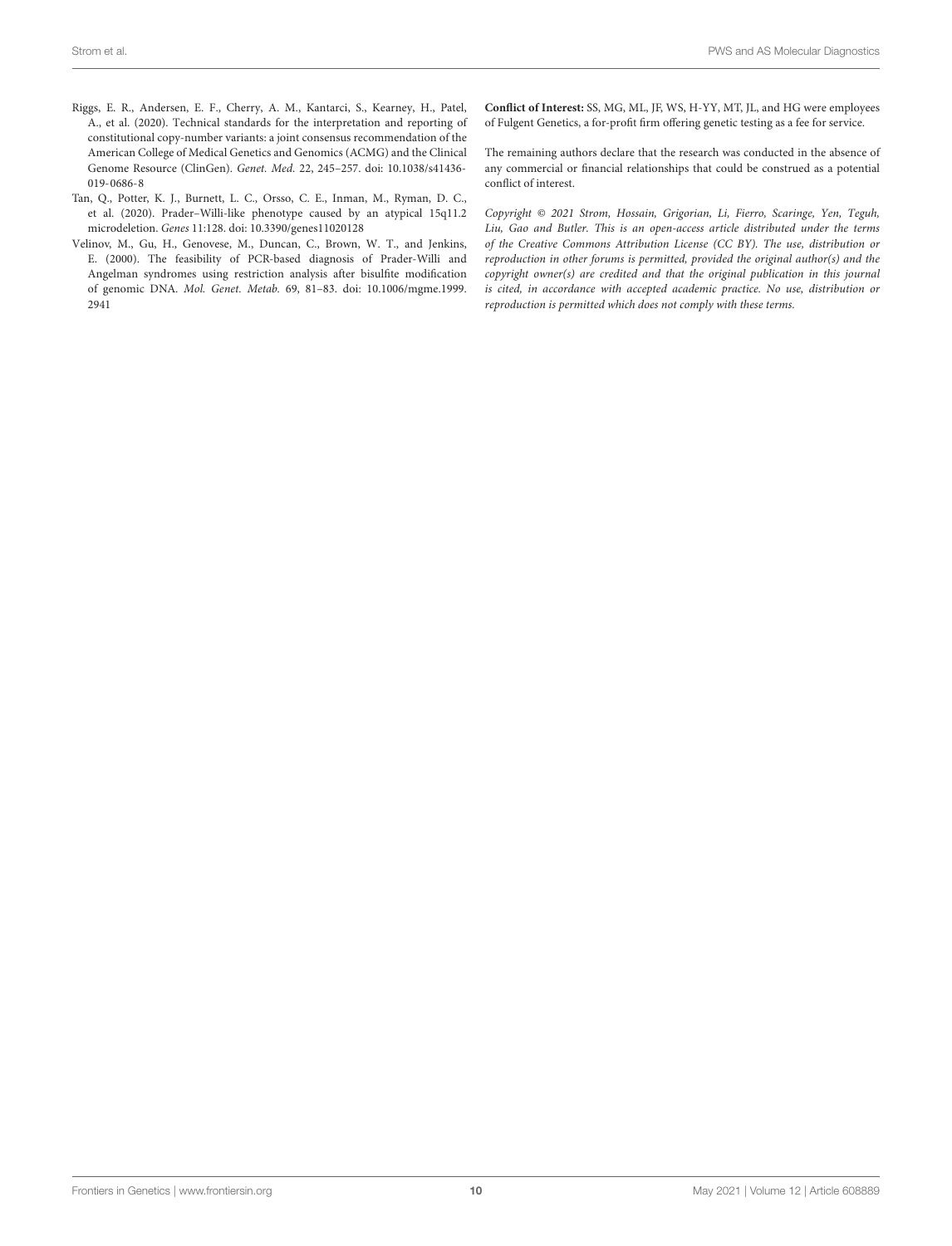Riggs, E. R., Andersen, E. F., Cherry, A. M., Kantarci, S., Kearney, H., Patel, A., et al. (2020). Technical standards for the interpretation and reporting of constitutional copy-number variants: a joint consensus recommendation of the American College of Medical Genetics and Genomics (ACMG) and the Clinical Genome Resource (ClinGen). *Genet. Med.* 22, 245–257. doi: 10.1038/s41436-019-0686-8

Tan, Q., Potter, K. J., Burnett, L. C., Orsso, C. E., Inman, M., Ryman, D. C., et al. (2020). Prader–Willi-like phenotype caused by an atypical 15q11.2 microdeletion. *Genes* 11:128. doi: 10.3390/genes11020128

Velinov, M., Gu, H., Genovese, M., Duncan, C., Brown, W. T., and Jenkins, E. (2000). The feasibility of PCR-based diagnosis of Prader-Willi and Angelman syndromes using restriction analysis after bisulfite modification of genomic DNA. *Mol. Genet. Metab.* 69, 81–83. doi: 10.1006/mgme.1999.2941

**Conflict of Interest:** SS, MG, ML, JF, WS, H-YY, MT, JL, and HG were employees of Fulgent Genetics, a for-profit firm offering genetic testing as a fee for service.

The remaining authors declare that the research was conducted in the absence of any commercial or financial relationships that could be construed as a potential conflict of interest.

*Copyright © 2021 Strom, Hossain, Grigorian, Li, Fierro, Scaringe, Yen, Teguh, Liu, Gao and Butler. This is an open-access article distributed under the terms of the Creative Commons Attribution License (CC BY). The use, distribution or reproduction in other forums is permitted, provided the original author(s) and the copyright owner(s) are credited and that the original publication in this journal is cited, in accordance with accepted academic practice. No use, distribution or reproduction is permitted which does not comply with these terms.*